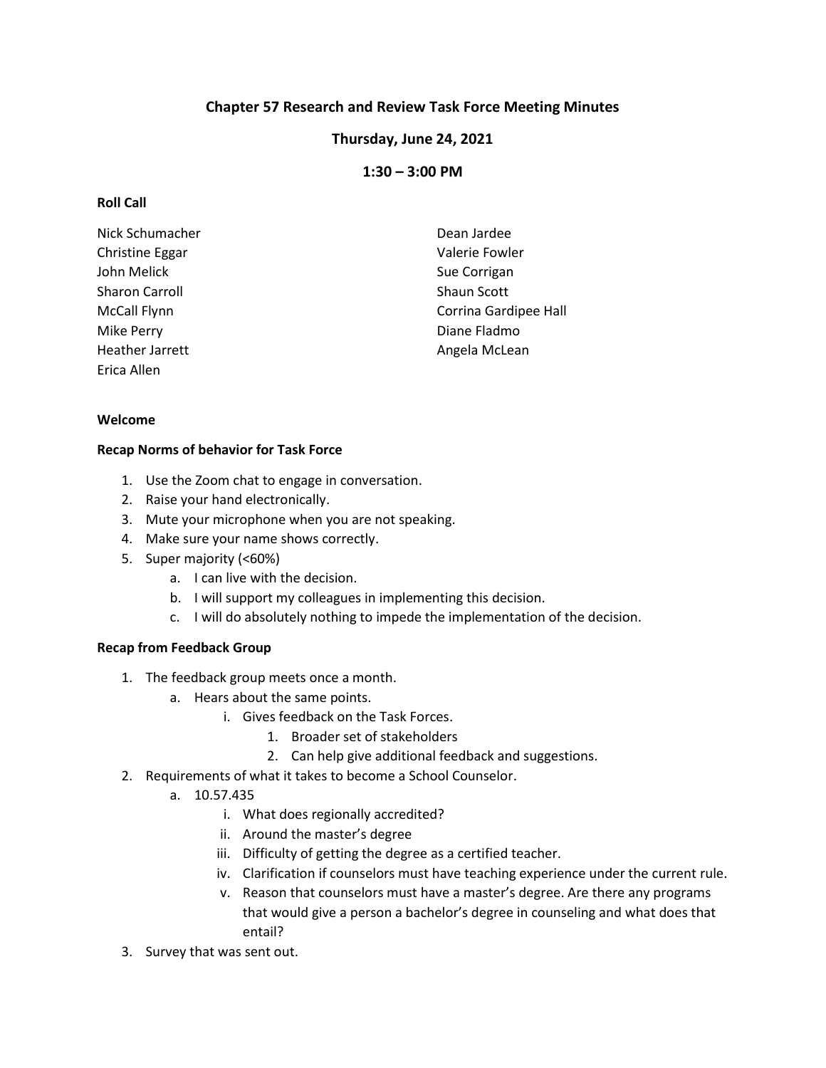# Chapter 57 Research and Review Task Force Meeting Minutes

## Thursday, June 24, 2021

## 1:30 – 3:00 PM

**Roll Call**

Nick Schumacher
Christine Eggar
John Melick
Sharon Carroll
McCall Flynn
Mike Perry
Heather Jarrett
Erica Allen
Dean Jardee
Valerie Fowler
Sue Corrigan
Shaun Scott
Corrina Gardipee Hall
Diane Fladmo
Angela McLean

**Welcome**

**Recap Norms of behavior for Task Force**

1. Use the Zoom chat to engage in conversation.
2. Raise your hand electronically.
3. Mute your microphone when you are not speaking.
4. Make sure your name shows correctly.
5. Super majority (<60%)
   a. I can live with the decision.
   b. I will support my colleagues in implementing this decision.
   c. I will do absolutely nothing to impede the implementation of the decision.

**Recap from Feedback Group**

1. The feedback group meets once a month.
   a. Hears about the same points.
      i. Gives feedback on the Task Forces.
         1. Broader set of stakeholders
         2. Can help give additional feedback and suggestions.
2. Requirements of what it takes to become a School Counselor.
   a. 10.57.435
      i. What does regionally accredited?
      ii. Around the master's degree
      iii. Difficulty of getting the degree as a certified teacher.
      iv. Clarification if counselors must have teaching experience under the current rule.
      v. Reason that counselors must have a master's degree. Are there any programs that would give a person a bachelor's degree in counseling and what does that entail?
3. Survey that was sent out.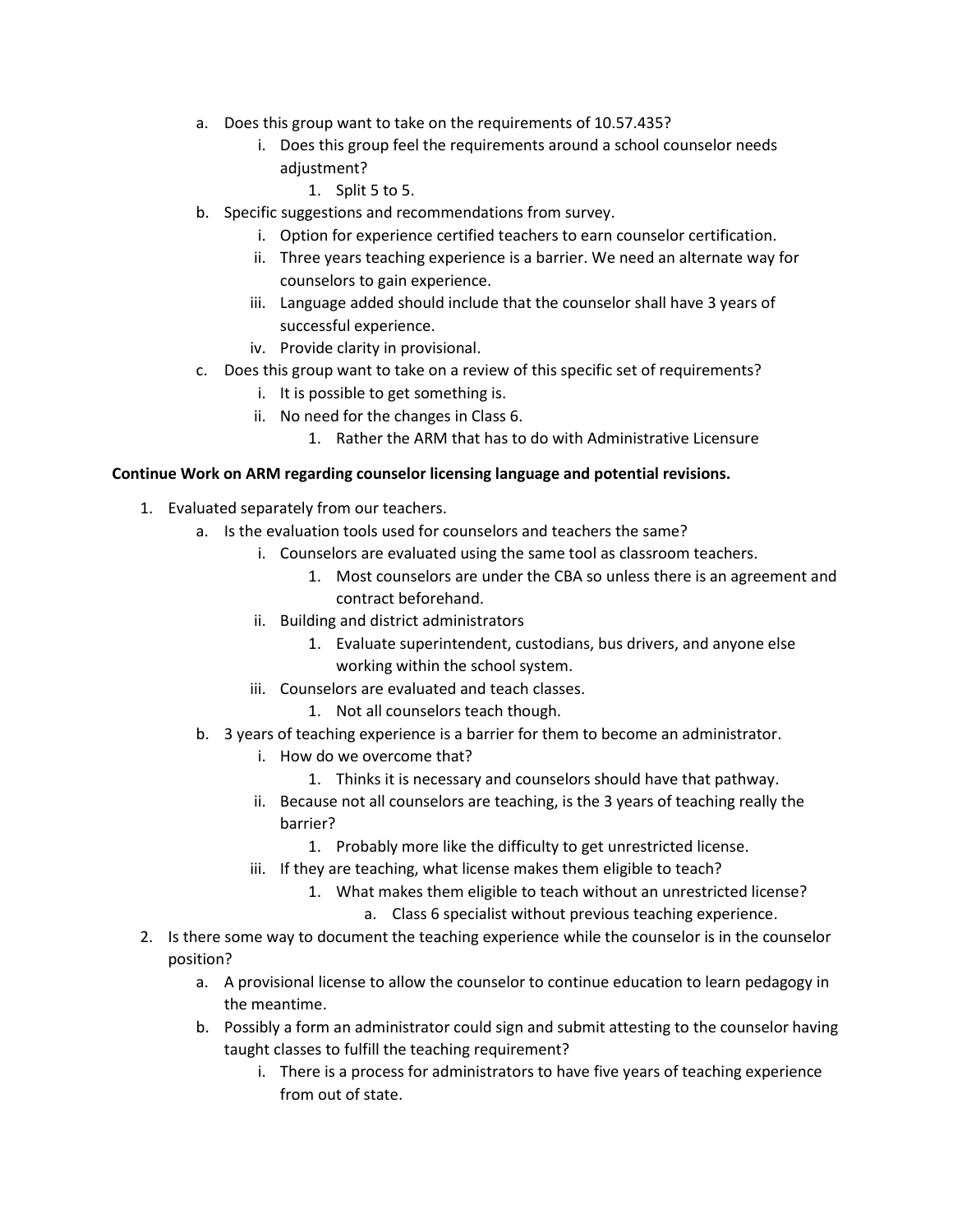a. Does this group want to take on the requirements of 10.57.435?
    i. Does this group feel the requirements around a school counselor needs adjustment?
        1. Split 5 to 5.
b. Specific suggestions and recommendations from survey.
    i. Option for experience certified teachers to earn counselor certification.
    ii. Three years teaching experience is a barrier. We need an alternate way for counselors to gain experience.
    iii. Language added should include that the counselor shall have 3 years of successful experience.
    iv. Provide clarity in provisional.
c. Does this group want to take on a review of this specific set of requirements?
    i. It is possible to get something is.
    ii. No need for the changes in Class 6.
        1. Rather the ARM that has to do with Administrative Licensure

**Continue Work on ARM regarding counselor licensing language and potential revisions.**

1. Evaluated separately from our teachers.
    a. Is the evaluation tools used for counselors and teachers the same?
        i. Counselors are evaluated using the same tool as classroom teachers.
            1. Most counselors are under the CBA so unless there is an agreement and contract beforehand.
        ii. Building and district administrators
            1. Evaluate superintendent, custodians, bus drivers, and anyone else working within the school system.
        iii. Counselors are evaluated and teach classes.
            1. Not all counselors teach though.
    b. 3 years of teaching experience is a barrier for them to become an administrator.
        i. How do we overcome that?
            1. Thinks it is necessary and counselors should have that pathway.
        ii. Because not all counselors are teaching, is the 3 years of teaching really the barrier?
            1. Probably more like the difficulty to get unrestricted license.
        iii. If they are teaching, what license makes them eligible to teach?
            1. What makes them eligible to teach without an unrestricted license?
                a. Class 6 specialist without previous teaching experience.
2. Is there some way to document the teaching experience while the counselor is in the counselor position?
    a. A provisional license to allow the counselor to continue education to learn pedagogy in the meantime.
    b. Possibly a form an administrator could sign and submit attesting to the counselor having taught classes to fulfill the teaching requirement?
        i. There is a process for administrators to have five years of teaching experience from out of state.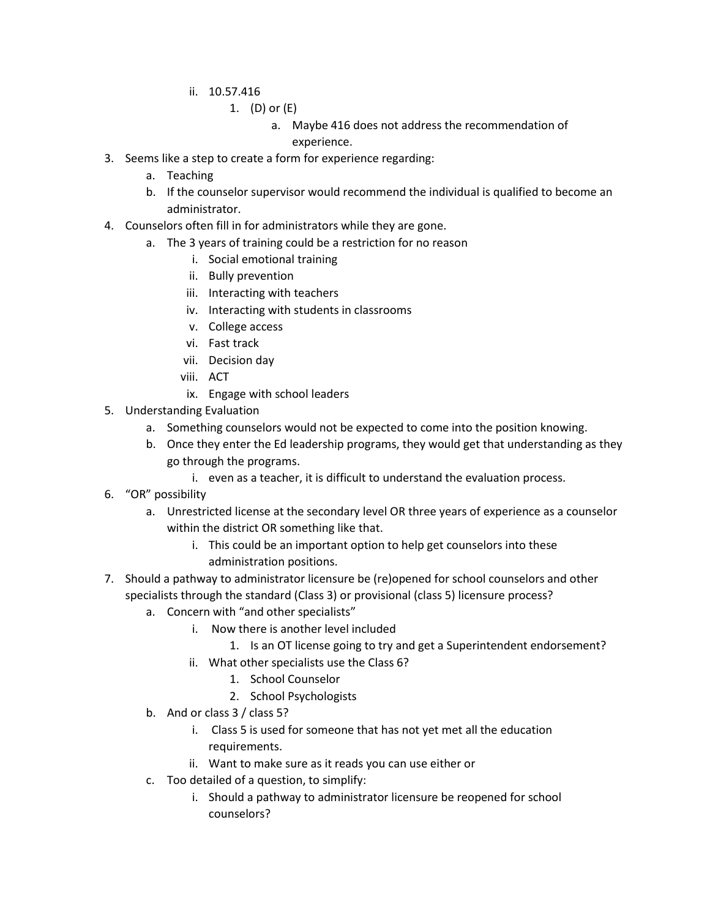- ii. 10.57.416
     1. (D) or (E)
        a. Maybe 416 does not address the recommendation of experience.
3. Seems like a step to create a form for experience regarding:
   a. Teaching
   b. If the counselor supervisor would recommend the individual is qualified to become an administrator.
4. Counselors often fill in for administrators while they are gone.
   a. The 3 years of training could be a restriction for no reason
      i. Social emotional training
      ii. Bully prevention
      iii. Interacting with teachers
      iv. Interacting with students in classrooms
      v. College access
      vi. Fast track
      vii. Decision day
      viii. ACT
      ix. Engage with school leaders
5. Understanding Evaluation
   a. Something counselors would not be expected to come into the position knowing.
   b. Once they enter the Ed leadership programs, they would get that understanding as they go through the programs.
      i. even as a teacher, it is difficult to understand the evaluation process.
6. "OR" possibility
   a. Unrestricted license at the secondary level OR three years of experience as a counselor within the district OR something like that.
      i. This could be an important option to help get counselors into these administration positions.
7. Should a pathway to administrator licensure be (re)opened for school counselors and other specialists through the standard (Class 3) or provisional (class 5) licensure process?
   a. Concern with "and other specialists"
      i. Now there is another level included
         1. Is an OT license going to try and get a Superintendent endorsement?
      ii. What other specialists use the Class 6?
         1. School Counselor
         2. School Psychologists
   b. And or class 3 / class 5?
      i. Class 5 is used for someone that has not yet met all the education requirements.
      ii. Want to make sure as it reads you can use either or
   c. Too detailed of a question, to simplify:
      i. Should a pathway to administrator licensure be reopened for school counselors?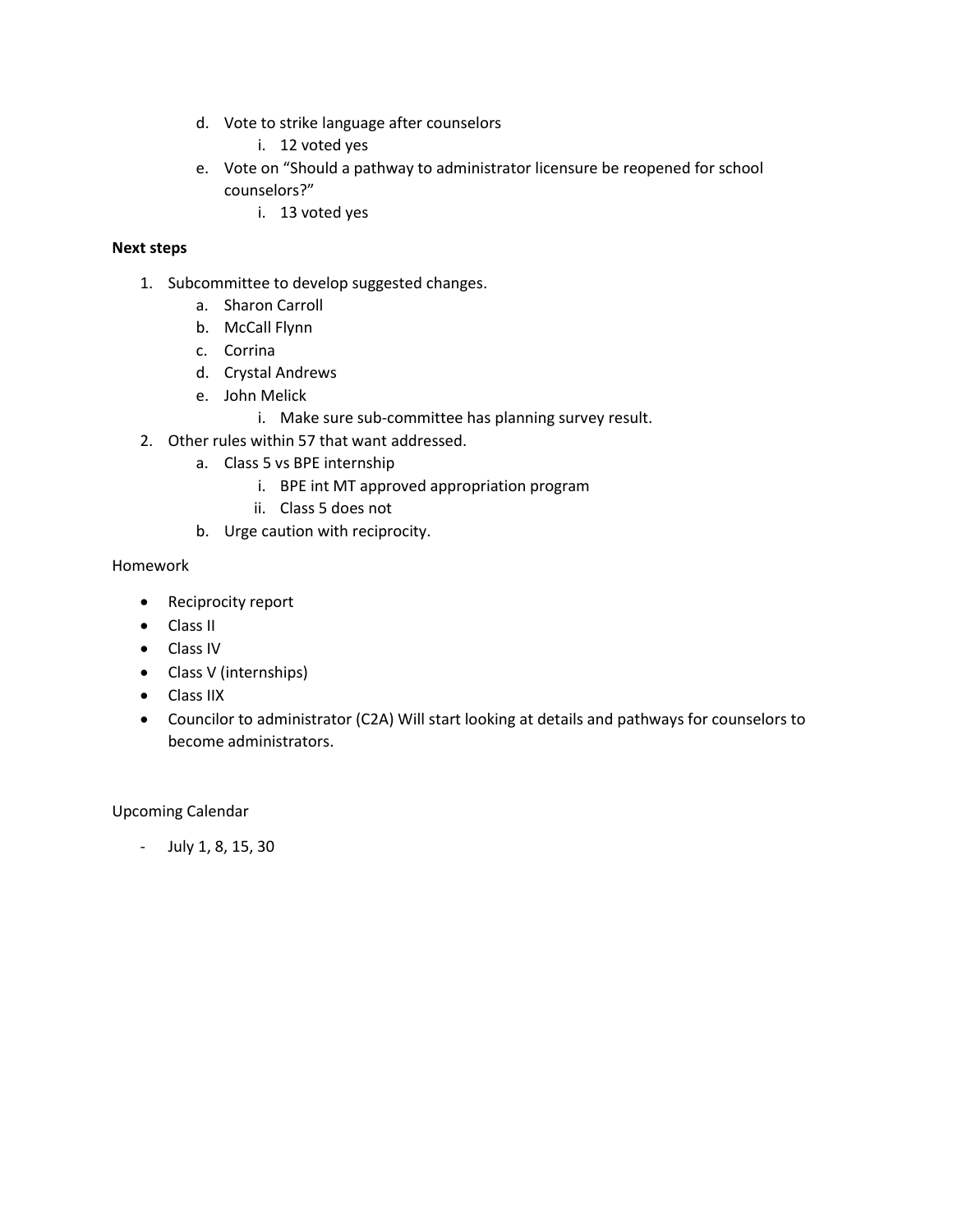d. Vote to strike language after counselors
   i. 12 voted yes
e. Vote on "Should a pathway to administrator licensure be reopened for school counselors?"
   i. 13 voted yes

**Next steps**

1. Subcommittee to develop suggested changes.
   a. Sharon Carroll
   b. McCall Flynn
   c. Corrina
   d. Crystal Andrews
   e. John Melick
      i. Make sure sub-committee has planning survey result.
2. Other rules within 57 that want addressed.
   a. Class 5 vs BPE internship
      i. BPE int MT approved appropriation program
      ii. Class 5 does not
   b. Urge caution with reciprocity.

Homework

- Reciprocity report
- Class II
- Class IV
- Class V (internships)
- Class IIX
- Councilor to administrator (C2A) Will start looking at details and pathways for counselors to become administrators.

Upcoming Calendar

- July 1, 8, 15, 30